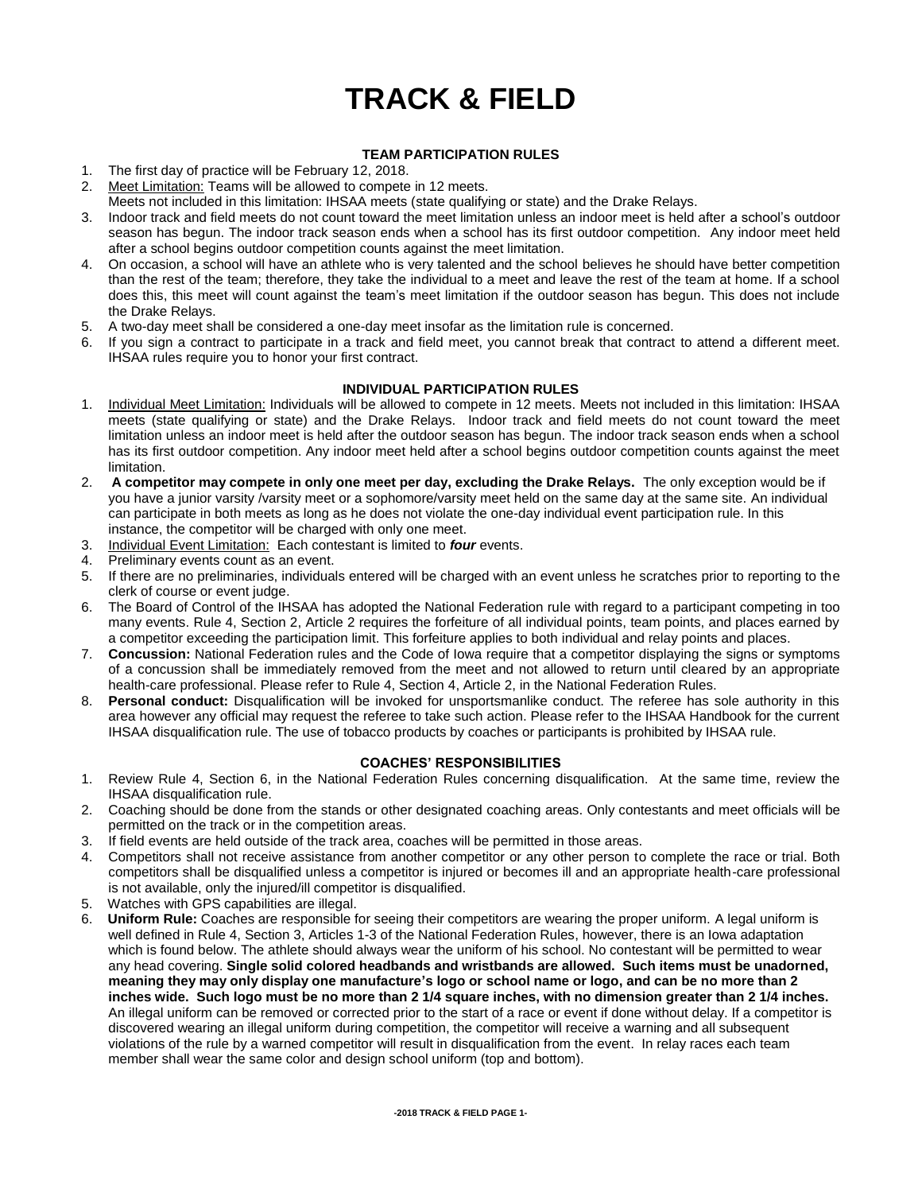# TRACK & FIELD

### TEAM PARTICIPATION RULES

1. The first day of practice will be February 12, 2018.
2. <u>Meet Limitation:</u> Teams will be allowed to compete in 12 meets.
   Meets not included in this limitation: IHSAA meets (state qualifying or state) and the Drake Relays.
3. Indoor track and field meets do not count toward the meet limitation unless an indoor meet is held after a school's outdoor season has begun. The indoor track season ends when a school has its first outdoor competition. Any indoor meet held after a school begins outdoor competition counts against the meet limitation.
4. On occasion, a school will have an athlete who is very talented and the school believes he should have better competition than the rest of the team; therefore, they take the individual to a meet and leave the rest of the team at home. If a school does this, this meet will count against the team's meet limitation if the outdoor season has begun. This does not include the Drake Relays.
5. A two-day meet shall be considered a one-day meet insofar as the limitation rule is concerned.
6. If you sign a contract to participate in a track and field meet, you cannot break that contract to attend a different meet. IHSAA rules require you to honor your first contract.

### INDIVIDUAL PARTICIPATION RULES

1. <u>Individual Meet Limitation:</u> Individuals will be allowed to compete in 12 meets. Meets not included in this limitation: IHSAA meets (state qualifying or state) and the Drake Relays. Indoor track and field meets do not count toward the meet limitation unless an indoor meet is held after the outdoor season has begun. The indoor track season ends when a school has its first outdoor competition. Any indoor meet held after a school begins outdoor competition counts against the meet limitation.
2. **A competitor may compete in only one meet per day, excluding the Drake Relays.** The only exception would be if you have a junior varsity /varsity meet or a sophomore/varsity meet held on the same day at the same site. An individual can participate in both meets as long as he does not violate the one-day individual event participation rule. In this instance, the competitor will be charged with only one meet.
3. <u>Individual Event Limitation:</u> Each contestant is limited to ***four*** events.
4. Preliminary events count as an event.
5. If there are no preliminaries, individuals entered will be charged with an event unless he scratches prior to reporting to the clerk of course or event judge.
6. The Board of Control of the IHSAA has adopted the National Federation rule with regard to a participant competing in too many events. Rule 4, Section 2, Article 2 requires the forfeiture of all individual points, team points, and places earned by a competitor exceeding the participation limit. This forfeiture applies to both individual and relay points and places.
7. **Concussion:** National Federation rules and the Code of Iowa require that a competitor displaying the signs or symptoms of a concussion shall be immediately removed from the meet and not allowed to return until cleared by an appropriate health-care professional. Please refer to Rule 4, Section 4, Article 2, in the National Federation Rules.
8. **Personal conduct:** Disqualification will be invoked for unsportsmanlike conduct. The referee has sole authority in this area however any official may request the referee to take such action. Please refer to the IHSAA Handbook for the current IHSAA disqualification rule. The use of tobacco products by coaches or participants is prohibited by IHSAA rule.

### COACHES' RESPONSIBILITIES

1. Review Rule 4, Section 6, in the National Federation Rules concerning disqualification. At the same time, review the IHSAA disqualification rule.
2. Coaching should be done from the stands or other designated coaching areas. Only contestants and meet officials will be permitted on the track or in the competition areas.
3. If field events are held outside of the track area, coaches will be permitted in those areas.
4. Competitors shall not receive assistance from another competitor or any other person to complete the race or trial. Both competitors shall be disqualified unless a competitor is injured or becomes ill and an appropriate health-care professional is not available, only the injured/ill competitor is disqualified.
5. Watches with GPS capabilities are illegal.
6. **Uniform Rule:** Coaches are responsible for seeing their competitors are wearing the proper uniform. A legal uniform is well defined in Rule 4, Section 3, Articles 1-3 of the National Federation Rules, however, there is an Iowa adaptation which is found below. The athlete should always wear the uniform of his school. No contestant will be permitted to wear any head covering. **Single solid colored headbands and wristbands are allowed. Such items must be unadorned, meaning they may only display one manufacture's logo or school name or logo, and can be no more than 2 inches wide. Such logo must be no more than 2 1/4 square inches, with no dimension greater than 2 1/4 inches.** An illegal uniform can be removed or corrected prior to the start of a race or event if done without delay. If a competitor is discovered wearing an illegal uniform during competition, the competitor will receive a warning and all subsequent violations of the rule by a warned competitor will result in disqualification from the event. In relay races each team member shall wear the same color and design school uniform (top and bottom).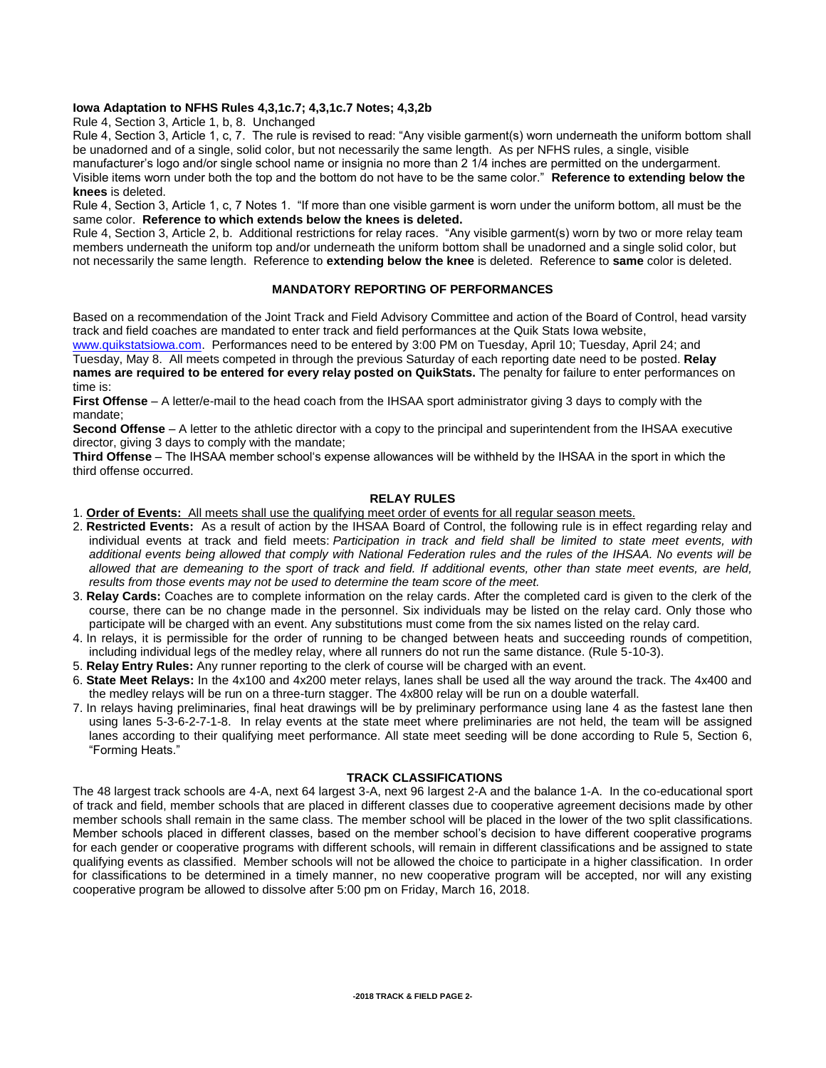**Iowa Adaptation to NFHS Rules 4,3,1c.7; 4,3,1c.7 Notes; 4,3,2b**

Rule 4, Section 3, Article 1, b, 8. Unchanged

Rule 4, Section 3, Article 1, c, 7. The rule is revised to read: "Any visible garment(s) worn underneath the uniform bottom shall be unadorned and of a single, solid color, but not necessarily the same length. As per NFHS rules, a single, visible manufacturer's logo and/or single school name or insignia no more than 2 1/4 inches are permitted on the undergarment. Visible items worn under both the top and the bottom do not have to be the same color." **Reference to extending below the knees** is deleted.

Rule 4, Section 3, Article 1, c, 7 Notes 1. "If more than one visible garment is worn under the uniform bottom, all must be the same color. **Reference to which extends below the knees is deleted.**

Rule 4, Section 3, Article 2, b. Additional restrictions for relay races. "Any visible garment(s) worn by two or more relay team members underneath the uniform top and/or underneath the uniform bottom shall be unadorned and a single solid color, but not necessarily the same length. Reference to **extending below the knee** is deleted. Reference to **same** color is deleted.

## MANDATORY REPORTING OF PERFORMANCES

Based on a recommendation of the Joint Track and Field Advisory Committee and action of the Board of Control, head varsity track and field coaches are mandated to enter track and field performances at the Quik Stats Iowa website, www.quikstatsiowa.com. Performances need to be entered by 3:00 PM on Tuesday, April 10; Tuesday, April 24; and Tuesday, May 8. All meets competed in through the previous Saturday of each reporting date need to be posted. **Relay names are required to be entered for every relay posted on QuikStats.** The penalty for failure to enter performances on time is:

**First Offense** – A letter/e-mail to the head coach from the IHSAA sport administrator giving 3 days to comply with the mandate;

**Second Offense** – A letter to the athletic director with a copy to the principal and superintendent from the IHSAA executive director, giving 3 days to comply with the mandate;

**Third Offense** – The IHSAA member school's expense allowances will be withheld by the IHSAA in the sport in which the third offense occurred.

## RELAY RULES

1. **Order of Events:** All meets shall use the qualifying meet order of events for all regular season meets.
2. **Restricted Events:** As a result of action by the IHSAA Board of Control, the following rule is in effect regarding relay and individual events at track and field meets: *Participation in track and field shall be limited to state meet events, with additional events being allowed that comply with National Federation rules and the rules of the IHSAA. No events will be allowed that are demeaning to the sport of track and field. If additional events, other than state meet events, are held, results from those events may not be used to determine the team score of the meet.*
3. **Relay Cards:** Coaches are to complete information on the relay cards. After the completed card is given to the clerk of the course, there can be no change made in the personnel. Six individuals may be listed on the relay card. Only those who participate will be charged with an event. Any substitutions must come from the six names listed on the relay card.
4. In relays, it is permissible for the order of running to be changed between heats and succeeding rounds of competition, including individual legs of the medley relay, where all runners do not run the same distance. (Rule 5-10-3).
5. **Relay Entry Rules:** Any runner reporting to the clerk of course will be charged with an event.
6. **State Meet Relays:** In the 4x100 and 4x200 meter relays, lanes shall be used all the way around the track. The 4x400 and the medley relays will be run on a three-turn stagger. The 4x800 relay will be run on a double waterfall.
7. In relays having preliminaries, final heat drawings will be by preliminary performance using lane 4 as the fastest lane then using lanes 5-3-6-2-7-1-8. In relay events at the state meet where preliminaries are not held, the team will be assigned lanes according to their qualifying meet performance. All state meet seeding will be done according to Rule 5, Section 6, "Forming Heats."

## TRACK CLASSIFICATIONS

The 48 largest track schools are 4-A, next 64 largest 3-A, next 96 largest 2-A and the balance 1-A. In the co-educational sport of track and field, member schools that are placed in different classes due to cooperative agreement decisions made by other member schools shall remain in the same class. The member school will be placed in the lower of the two split classifications. Member schools placed in different classes, based on the member school's decision to have different cooperative programs for each gender or cooperative programs with different schools, will remain in different classifications and be assigned to state qualifying events as classified. Member schools will not be allowed the choice to participate in a higher classification. In order for classifications to be determined in a timely manner, no new cooperative program will be accepted, nor will any existing cooperative program be allowed to dissolve after 5:00 pm on Friday, March 16, 2018.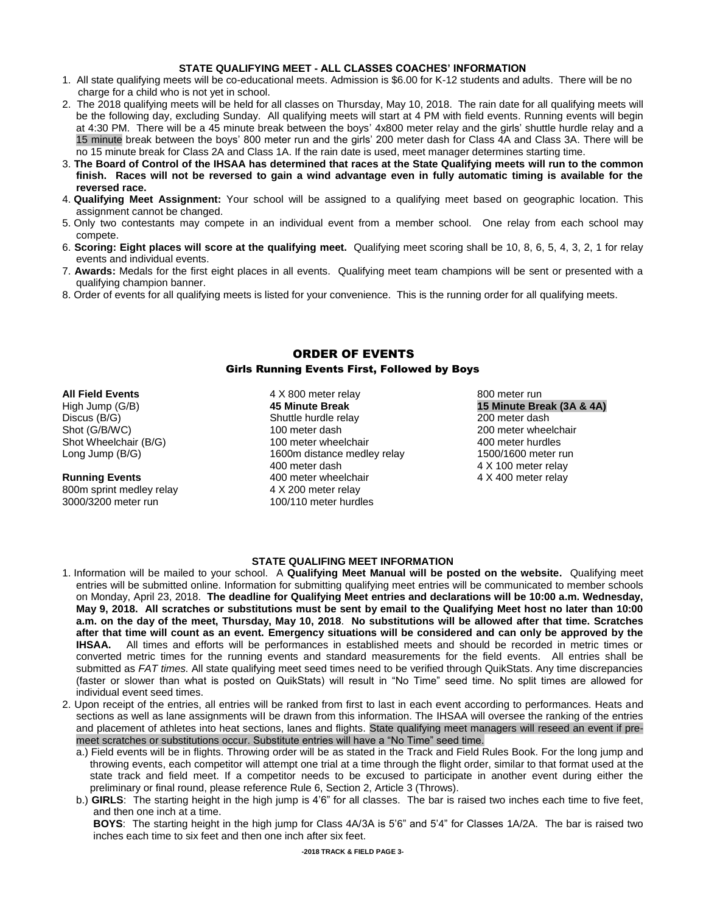### STATE QUALIFYING MEET - ALL CLASSES COACHES' INFORMATION

1. All state qualifying meets will be co-educational meets. Admission is $6.00 for K-12 students and adults. There will be no charge for a child who is not yet in school.
2. The 2018 qualifying meets will be held for all classes on Thursday, May 10, 2018. The rain date for all qualifying meets will be the following day, excluding Sunday. All qualifying meets will start at 4 PM with field events. Running events will begin at 4:30 PM. There will be a 45 minute break between the boys' 4x800 meter relay and the girls' shuttle hurdle relay and a 15 minute break between the boys' 800 meter run and the girls' 200 meter dash for Class 4A and Class 3A. There will be no 15 minute break for Class 2A and Class 1A. If the rain date is used, meet manager determines starting time.
3. **The Board of Control of the IHSAA has determined that races at the State Qualifying meets will run to the common finish. Races will not be reversed to gain a wind advantage even in fully automatic timing is available for the reversed race.**
4. **Qualifying Meet Assignment:** Your school will be assigned to a qualifying meet based on geographic location. This assignment cannot be changed.
5. Only two contestants may compete in an individual event from a member school. One relay from each school may compete.
6. **Scoring: Eight places will score at the qualifying meet.** Qualifying meet scoring shall be 10, 8, 6, 5, 4, 3, 2, 1 for relay events and individual events.
7. **Awards:** Medals for the first eight places in all events. Qualifying meet team champions will be sent or presented with a qualifying champion banner.
8. Order of events for all qualifying meets is listed for your convenience. This is the running order for all qualifying meets.

## ORDER OF EVENTS

### Girls Running Events First, Followed by Boys

**All Field Events**
High Jump (G/B)
Discus (B/G)
Shot (G/B/WC)
Shot Wheelchair (B/G)
Long Jump (B/G)

**Running Events**
800m sprint medley relay
3000/3200 meter run
4 X 800 meter relay
**45 Minute Break**
Shuttle hurdle relay
100 meter dash
100 meter wheelchair
1600m distance medley relay
400 meter dash
400 meter wheelchair
4 X 200 meter relay
100/110 meter hurdles
800 meter run
**15 Minute Break (3A & 4A)**
200 meter dash
200 meter wheelchair
400 meter hurdles
1500/1600 meter run
4 X 100 meter relay
4 X 400 meter relay

### STATE QUALIFING MEET INFORMATION

1. Information will be mailed to your school. A **Qualifying Meet Manual will be posted on the website.** Qualifying meet entries will be submitted online. Information for submitting qualifying meet entries will be communicated to member schools on Monday, April 23, 2018. **The deadline for Qualifying Meet entries and declarations will be 10:00 a.m. Wednesday, May 9, 2018. All scratches or substitutions must be sent by email to the Qualifying Meet host no later than 10:00 a.m. on the day of the meet, Thursday, May 10, 2018**. **No substitutions will be allowed after that time. Scratches after that time will count as an event. Emergency situations will be considered and can only be approved by the IHSAA.** All times and efforts will be performances in established meets and should be recorded in metric times or converted metric times for the running events and standard measurements for the field events. All entries shall be submitted as *FAT times.* All state qualifying meet seed times need to be verified through QuikStats. Any time discrepancies (faster or slower than what is posted on QuikStats) will result in "No Time" seed time. No split times are allowed for individual event seed times.
2. Upon receipt of the entries, all entries will be ranked from first to last in each event according to performances. Heats and sections as well as lane assignments wilI be drawn from this information. The IHSAA will oversee the ranking of the entries and placement of athletes into heat sections, lanes and flights. State qualifying meet managers will reseed an event if pre-meet scratches or substitutions occur. Substitute entries will have a "No Time" seed time.
   a.) Field events will be in flights. Throwing order will be as stated in the Track and Field Rules Book. For the long jump and throwing events, each competitor will attempt one trial at a time through the flight order, similar to that format used at the state track and field meet. If a competitor needs to be excused to participate in another event during either the preliminary or final round, please reference Rule 6, Section 2, Article 3 (Throws).
   b.) **GIRLS**: The starting height in the high jump is 4'6" for all classes. The bar is raised two inches each time to five feet, and then one inch at a time.
   **BOYS**: The starting height in the high jump for Class 4A/3A is 5'6" and 5'4" for Classes 1A/2A. The bar is raised two inches each time to six feet and then one inch after six feet.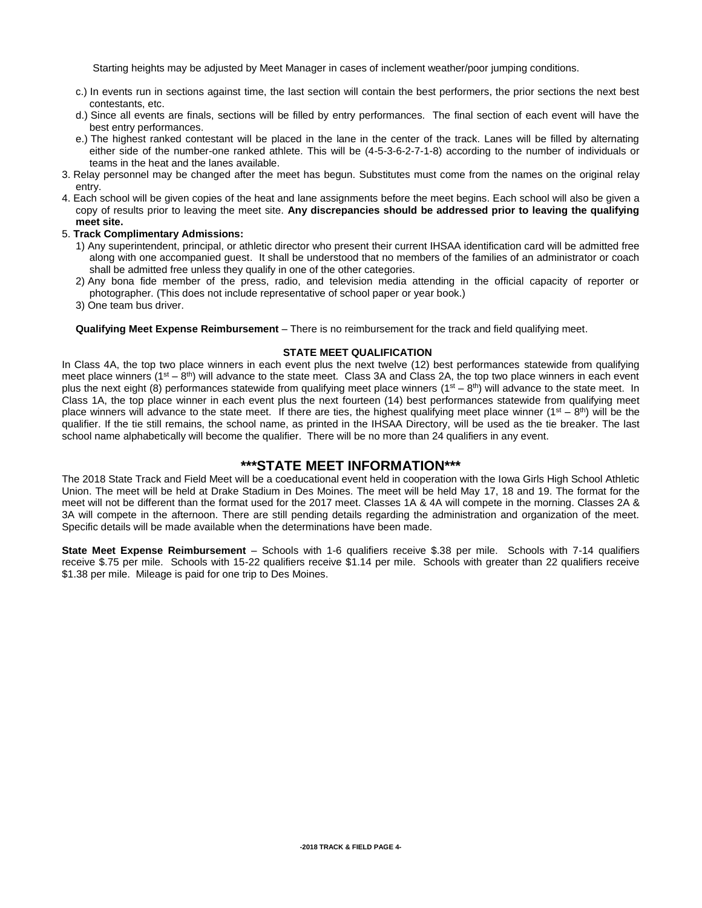Starting heights may be adjusted by Meet Manager in cases of inclement weather/poor jumping conditions.

c.) In events run in sections against time, the last section will contain the best performers, the prior sections the next best contestants, etc.

d.) Since all events are finals, sections will be filled by entry performances. The final section of each event will have the best entry performances.

e.) The highest ranked contestant will be placed in the lane in the center of the track. Lanes will be filled by alternating either side of the number-one ranked athlete. This will be (4-5-3-6-2-7-1-8) according to the number of individuals or teams in the heat and the lanes available.

3. Relay personnel may be changed after the meet has begun. Substitutes must come from the names on the original relay entry.
4. Each school will be given copies of the heat and lane assignments before the meet begins. Each school will also be given a copy of results prior to leaving the meet site. **Any discrepancies should be addressed prior to leaving the qualifying meet site.**
5. **Track Complimentary Admissions:**
   1) Any superintendent, principal, or athletic director who present their current IHSAA identification card will be admitted free along with one accompanied guest. It shall be understood that no members of the families of an administrator or coach shall be admitted free unless they qualify in one of the other categories.
   2) Any bona fide member of the press, radio, and television media attending in the official capacity of reporter or photographer. (This does not include representative of school paper or year book.)
   3) One team bus driver.

**Qualifying Meet Expense Reimbursement** – There is no reimbursement for the track and field qualifying meet.

### STATE MEET QUALIFICATION

In Class 4A, the top two place winners in each event plus the next twelve (12) best performances statewide from qualifying meet place winners (1st – 8th) will advance to the state meet. Class 3A and Class 2A, the top two place winners in each event plus the next eight (8) performances statewide from qualifying meet place winners (1st – 8th) will advance to the state meet. In Class 1A, the top place winner in each event plus the next fourteen (14) best performances statewide from qualifying meet place winners will advance to the state meet. If there are ties, the highest qualifying meet place winner (1st – 8th) will be the qualifier. If the tie still remains, the school name, as printed in the IHSAA Directory, will be used as the tie breaker. The last school name alphabetically will become the qualifier. There will be no more than 24 qualifiers in any event.

## ***STATE MEET INFORMATION***

The 2018 State Track and Field Meet will be a coeducational event held in cooperation with the Iowa Girls High School Athletic Union. The meet will be held at Drake Stadium in Des Moines. The meet will be held May 17, 18 and 19. The format for the meet will not be different than the format used for the 2017 meet. Classes 1A & 4A will compete in the morning. Classes 2A & 3A will compete in the afternoon. There are still pending details regarding the administration and organization of the meet. Specific details will be made available when the determinations have been made.

**State Meet Expense Reimbursement** – Schools with 1-6 qualifiers receive $.38 per mile. Schools with 7-14 qualifiers receive $.75 per mile. Schools with 15-22 qualifiers receive $1.14 per mile. Schools with greater than 22 qualifiers receive $1.38 per mile. Mileage is paid for one trip to Des Moines.